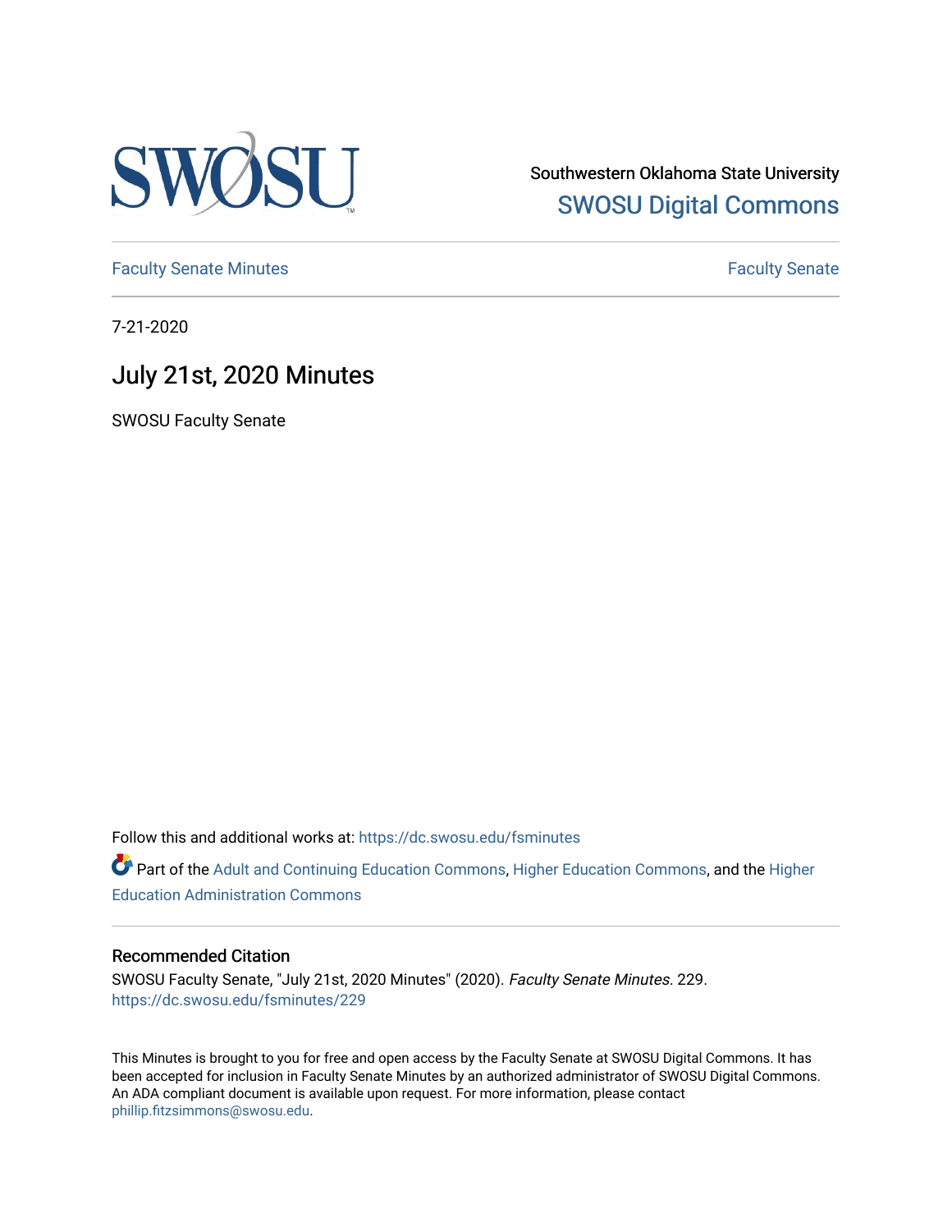Southwestern Oklahoma State University

SWOSU Digital Commons

Faculty Senate Minutes

Faculty Senate

7-21-2020

# July 21st, 2020 Minutes

SWOSU Faculty Senate

Follow this and additional works at: https://dc.swosu.edu/fsminutes

Part of the Adult and Continuing Education Commons, Higher Education Commons, and the Higher Education Administration Commons

## Recommended Citation

SWOSU Faculty Senate, "July 21st, 2020 Minutes" (2020). *Faculty Senate Minutes*. 229.
https://dc.swosu.edu/fsminutes/229

This Minutes is brought to you for free and open access by the Faculty Senate at SWOSU Digital Commons. It has been accepted for inclusion in Faculty Senate Minutes by an authorized administrator of SWOSU Digital Commons. An ADA compliant document is available upon request. For more information, please contact phillip.fitzsimmons@swosu.edu.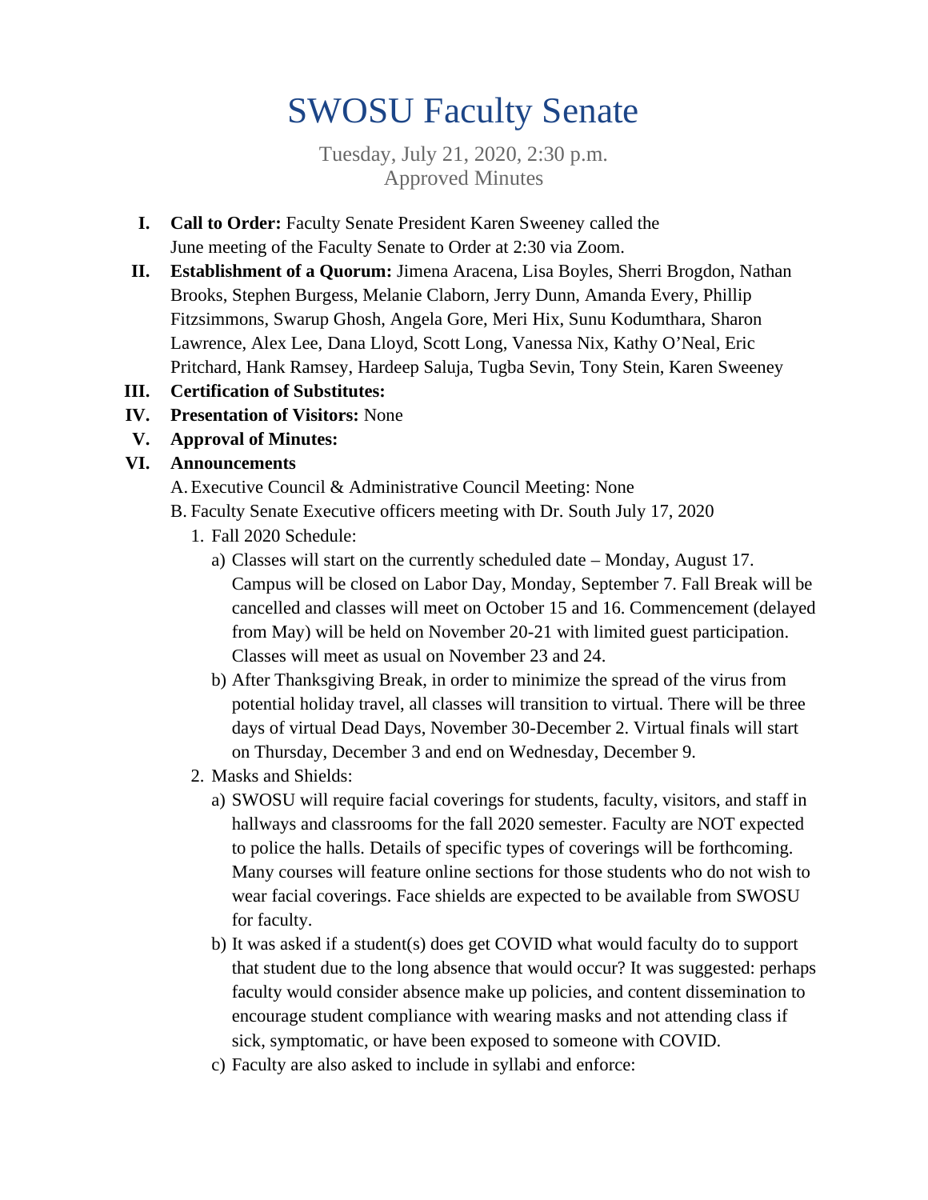# SWOSU Faculty Senate

Tuesday, July 21, 2020, 2:30 p.m.
Approved Minutes

I. **Call to Order:** Faculty Senate President Karen Sweeney called the June meeting of the Faculty Senate to Order at 2:30 via Zoom.

II. **Establishment of a Quorum:** Jimena Aracena, Lisa Boyles, Sherri Brogdon, Nathan Brooks, Stephen Burgess, Melanie Claborn, Jerry Dunn, Amanda Every, Phillip Fitzsimmons, Swarup Ghosh, Angela Gore, Meri Hix, Sunu Kodumthara, Sharon Lawrence, Alex Lee, Dana Lloyd, Scott Long, Vanessa Nix, Kathy O'Neal, Eric Pritchard, Hank Ramsey, Hardeep Saluja, Tugba Sevin, Tony Stein, Karen Sweeney

III. **Certification of Substitutes:**

IV. **Presentation of Visitors:** None

V. **Approval of Minutes:**

VI. **Announcements**

A. Executive Council & Administrative Council Meeting: None

B. Faculty Senate Executive officers meeting with Dr. South July 17, 2020

1. Fall 2020 Schedule:

a) Classes will start on the currently scheduled date – Monday, August 17. Campus will be closed on Labor Day, Monday, September 7. Fall Break will be cancelled and classes will meet on October 15 and 16. Commencement (delayed from May) will be held on November 20-21 with limited guest participation. Classes will meet as usual on November 23 and 24.

b) After Thanksgiving Break, in order to minimize the spread of the virus from potential holiday travel, all classes will transition to virtual. There will be three days of virtual Dead Days, November 30-December 2. Virtual finals will start on Thursday, December 3 and end on Wednesday, December 9.

2. Masks and Shields:

a) SWOSU will require facial coverings for students, faculty, visitors, and staff in hallways and classrooms for the fall 2020 semester. Faculty are NOT expected to police the halls. Details of specific types of coverings will be forthcoming. Many courses will feature online sections for those students who do not wish to wear facial coverings. Face shields are expected to be available from SWOSU for faculty.

b) It was asked if a student(s) does get COVID what would faculty do to support that student due to the long absence that would occur? It was suggested: perhaps faculty would consider absence make up policies, and content dissemination to encourage student compliance with wearing masks and not attending class if sick, symptomatic, or have been exposed to someone with COVID.

c) Faculty are also asked to include in syllabi and enforce: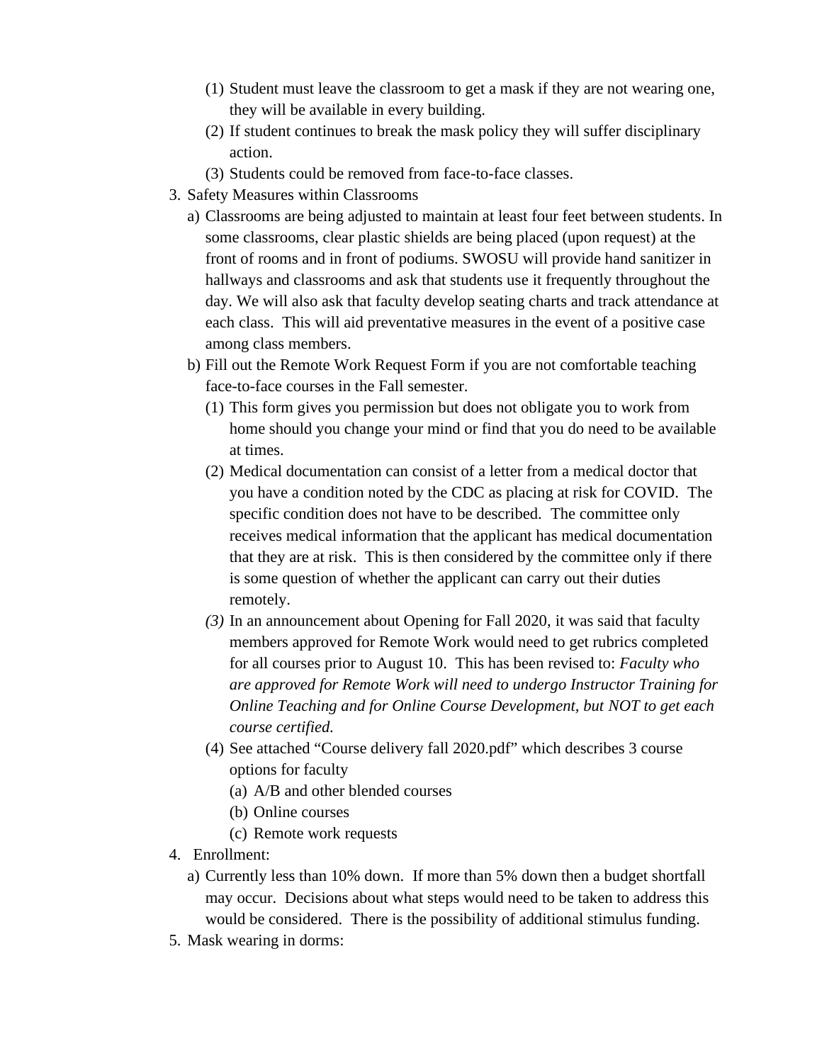- (1) Student must leave the classroom to get a mask if they are not wearing one, they will be available in every building.
   - (2) If student continues to break the mask policy they will suffer disciplinary action.
   - (3) Students could be removed from face-to-face classes.

3. Safety Measures within Classrooms
   - a) Classrooms are being adjusted to maintain at least four feet between students. In some classrooms, clear plastic shields are being placed (upon request) at the front of rooms and in front of podiums. SWOSU will provide hand sanitizer in hallways and classrooms and ask that students use it frequently throughout the day. We will also ask that faculty develop seating charts and track attendance at each class. This will aid preventative measures in the event of a positive case among class members.
   - b) Fill out the Remote Work Request Form if you are not comfortable teaching face-to-face courses in the Fall semester.
     - (1) This form gives you permission but does not obligate you to work from home should you change your mind or find that you do need to be available at times.
     - (2) Medical documentation can consist of a letter from a medical doctor that you have a condition noted by the CDC as placing at risk for COVID. The specific condition does not have to be described. The committee only receives medical information that the applicant has medical documentation that they are at risk. This is then considered by the committee only if there is some question of whether the applicant can carry out their duties remotely.
     - *(3)* In an announcement about Opening for Fall 2020, it was said that faculty members approved for Remote Work would need to get rubrics completed for all courses prior to August 10. This has been revised to: *Faculty who are approved for Remote Work will need to undergo Instructor Training for Online Teaching and for Online Course Development, but NOT to get each course certified.*
     - (4) See attached "Course delivery fall 2020.pdf" which describes 3 course options for faculty
       - (a) A/B and other blended courses
       - (b) Online courses
       - (c) Remote work requests

4. Enrollment:
   - a) Currently less than 10% down. If more than 5% down then a budget shortfall may occur. Decisions about what steps would need to be taken to address this would be considered. There is the possibility of additional stimulus funding.

5. Mask wearing in dorms: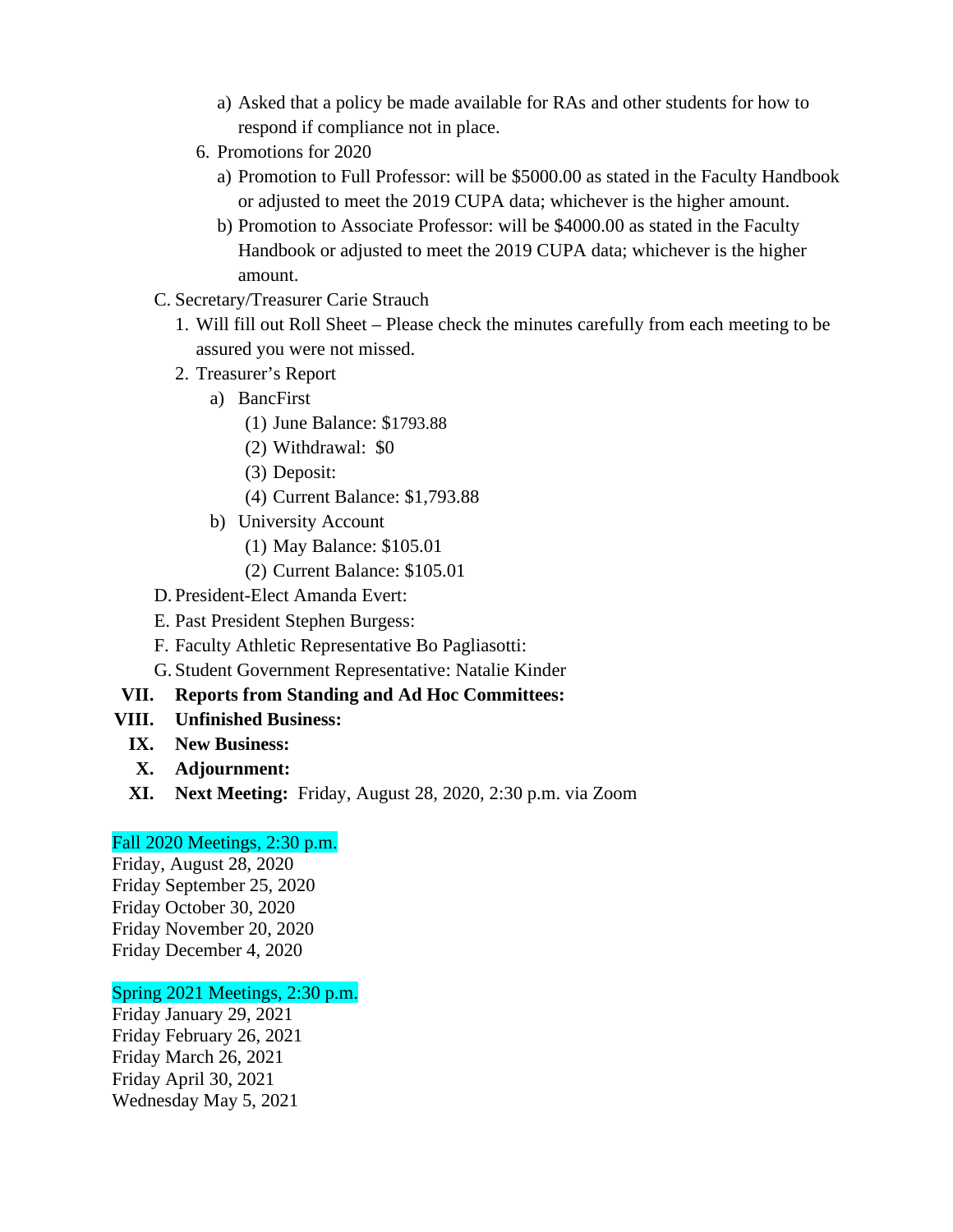a) Asked that a policy be made available for RAs and other students for how to respond if compliance not in place.

6. Promotions for 2020
   a) Promotion to Full Professor: will be $5000.00 as stated in the Faculty Handbook or adjusted to meet the 2019 CUPA data; whichever is the higher amount.
   b) Promotion to Associate Professor: will be $4000.00 as stated in the Faculty Handbook or adjusted to meet the 2019 CUPA data; whichever is the higher amount.

C. Secretary/Treasurer Carie Strauch
   1. Will fill out Roll Sheet – Please check the minutes carefully from each meeting to be assured you were not missed.
   2. Treasurer's Report
      a) BancFirst
         (1) June Balance: $1793.88
         (2) Withdrawal: $0
         (3) Deposit:
         (4) Current Balance: $1,793.88
      b) University Account
         (1) May Balance: $105.01
         (2) Current Balance: $105.01

D. President-Elect Amanda Evert:

E. Past President Stephen Burgess:

F. Faculty Athletic Representative Bo Pagliasotti:

G. Student Government Representative: Natalie Kinder

**VII. Reports from Standing and Ad Hoc Committees:**

**VIII. Unfinished Business:**

**IX. New Business:**

**X. Adjournment:**

**XI. Next Meeting:** Friday, August 28, 2020, 2:30 p.m. via Zoom

Fall 2020 Meetings, 2:30 p.m.
Friday, August 28, 2020
Friday September 25, 2020
Friday October 30, 2020
Friday November 20, 2020
Friday December 4, 2020

Spring 2021 Meetings, 2:30 p.m.
Friday January 29, 2021
Friday February 26, 2021
Friday March 26, 2021
Friday April 30, 2021
Wednesday May 5, 2021